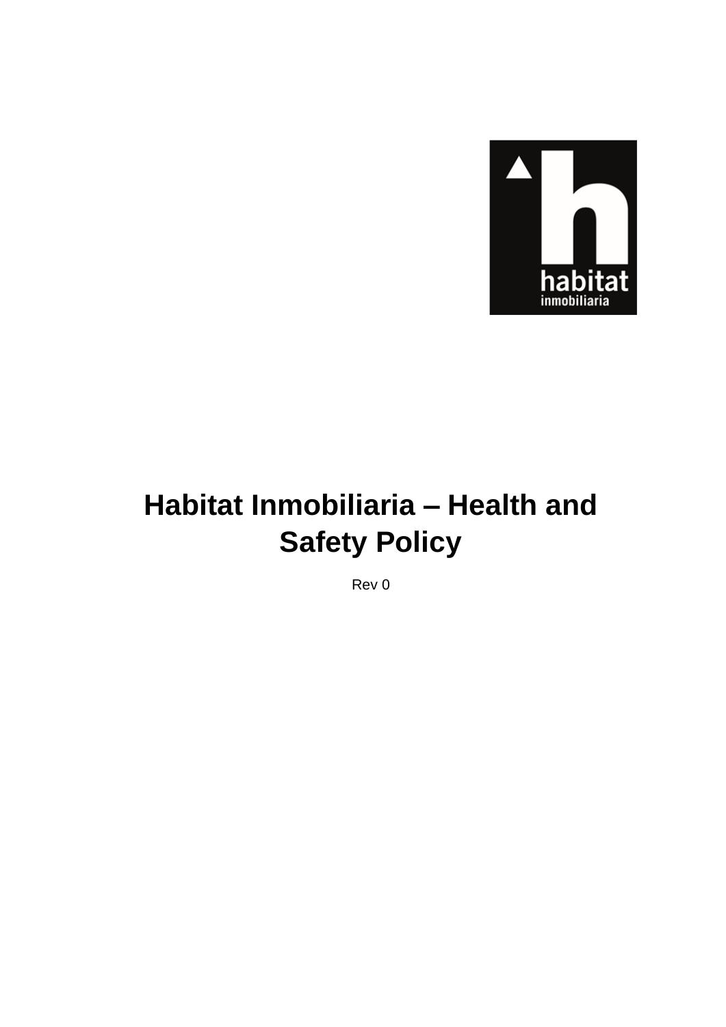# Habitat Inmobiliaria – Health and Safety Policy

Rev 0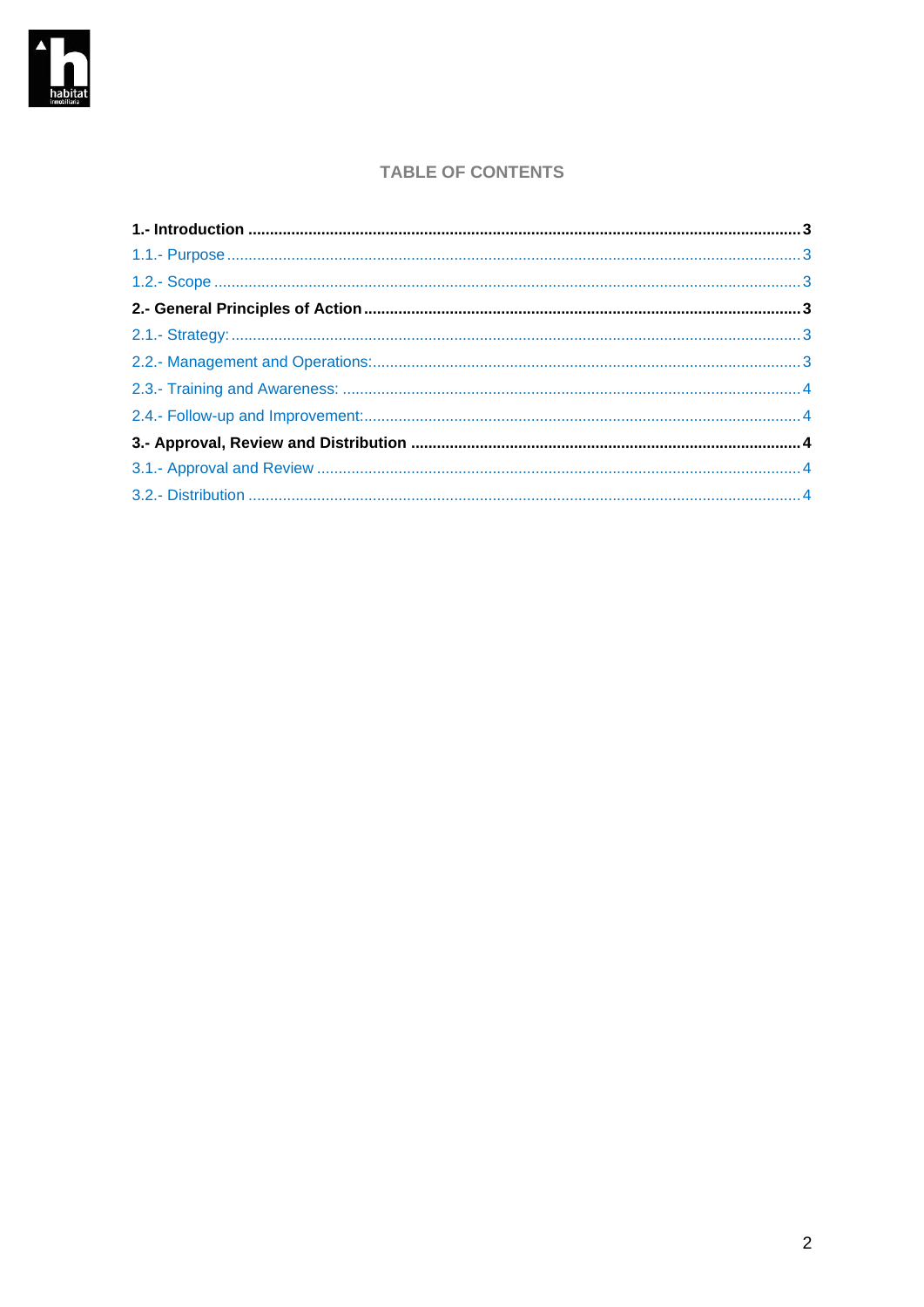## TABLE OF CONTENTS

**1.- Introduction** ..................................................... **3**

1.1.- Purpose ..................................................... 3

1.2.- Scope ..................................................... 3

**2.- General Principles of Action** ..................................................... **3**

2.1.- Strategy: ..................................................... 3

2.2.- Management and Operations: ..................................................... 3

2.3.- Training and Awareness: ..................................................... 4

2.4.- Follow-up and Improvement: ..................................................... 4

**3.- Approval, Review and Distribution** ..................................................... **4**

3.1.- Approval and Review ..................................................... 4

3.2.- Distribution ..................................................... 4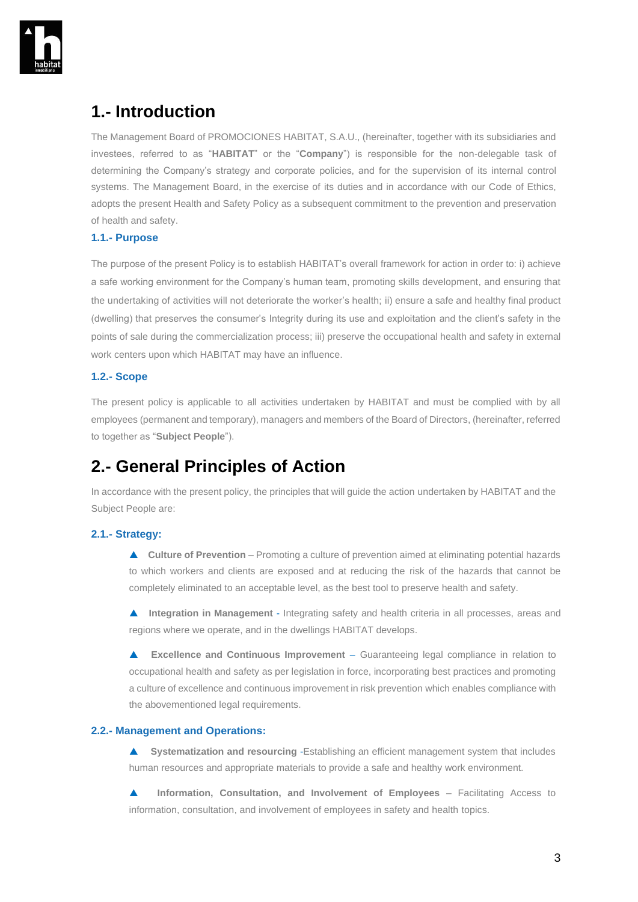# 1.- Introduction

The Management Board of PROMOCIONES HABITAT, S.A.U., (hereinafter, together with its subsidiaries and investees, referred to as "**HABITAT**" or the "**Company**") is responsible for the non-delegable task of determining the Company's strategy and corporate policies, and for the supervision of its internal control systems. The Management Board, in the exercise of its duties and in accordance with our Code of Ethics, adopts the present Health and Safety Policy as a subsequent commitment to the prevention and preservation of health and safety.

## 1.1.- Purpose

The purpose of the present Policy is to establish HABITAT's overall framework for action in order to: i) achieve a safe working environment for the Company's human team, promoting skills development, and ensuring that the undertaking of activities will not deteriorate the worker's health; ii) ensure a safe and healthy final product (dwelling) that preserves the consumer's Integrity during its use and exploitation and the client's safety in the points of sale during the commercialization process; iii) preserve the occupational health and safety in external work centers upon which HABITAT may have an influence.

## 1.2.- Scope

The present policy is applicable to all activities undertaken by HABITAT and must be complied with by all employees (permanent and temporary), managers and members of the Board of Directors, (hereinafter, referred to together as "**Subject People**").

# 2.- General Principles of Action

In accordance with the present policy, the principles that will guide the action undertaken by HABITAT and the Subject People are:

## 2.1.- Strategy:

- **Culture of Prevention** – Promoting a culture of prevention aimed at eliminating potential hazards to which workers and clients are exposed and at reducing the risk of the hazards that cannot be completely eliminated to an acceptable level, as the best tool to preserve health and safety.

- **Integration in Management** - Integrating safety and health criteria in all processes, areas and regions where we operate, and in the dwellings HABITAT develops.

- **Excellence and Continuous Improvement** – Guaranteeing legal compliance in relation to occupational health and safety as per legislation in force, incorporating best practices and promoting a culture of excellence and continuous improvement in risk prevention which enables compliance with the abovementioned legal requirements.

## 2.2.- Management and Operations:

- **Systematization and resourcing** -Establishing an efficient management system that includes human resources and appropriate materials to provide a safe and healthy work environment.

- **Information, Consultation, and Involvement of Employees** – Facilitating Access to information, consultation, and involvement of employees in safety and health topics.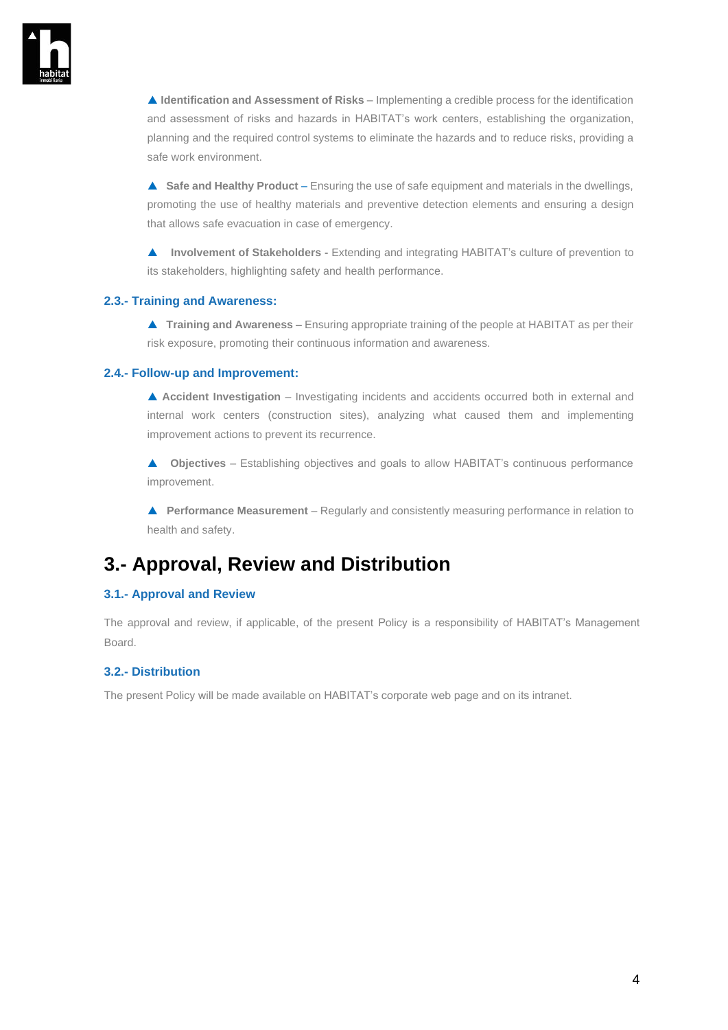▲ **Identification and Assessment of Risks** – Implementing a credible process for the identification and assessment of risks and hazards in HABITAT's work centers, establishing the organization, planning and the required control systems to eliminate the hazards and to reduce risks, providing a safe work environment.

▲ **Safe and Healthy Product** – Ensuring the use of safe equipment and materials in the dwellings, promoting the use of healthy materials and preventive detection elements and ensuring a design that allows safe evacuation in case of emergency.

▲ **Involvement of Stakeholders -** Extending and integrating HABITAT's culture of prevention to its stakeholders, highlighting safety and health performance.

### 2.3.- Training and Awareness:

▲ **Training and Awareness –** Ensuring appropriate training of the people at HABITAT as per their risk exposure, promoting their continuous information and awareness.

### 2.4.- Follow-up and Improvement:

▲ **Accident Investigation** – Investigating incidents and accidents occurred both in external and internal work centers (construction sites), analyzing what caused them and implementing improvement actions to prevent its recurrence.

▲ **Objectives** – Establishing objectives and goals to allow HABITAT's continuous performance improvement.

▲ **Performance Measurement** – Regularly and consistently measuring performance in relation to health and safety.

## 3.- Approval, Review and Distribution

### 3.1.- Approval and Review

The approval and review, if applicable, of the present Policy is a responsibility of HABITAT's Management Board.

### 3.2.- Distribution

The present Policy will be made available on HABITAT's corporate web page and on its intranet.